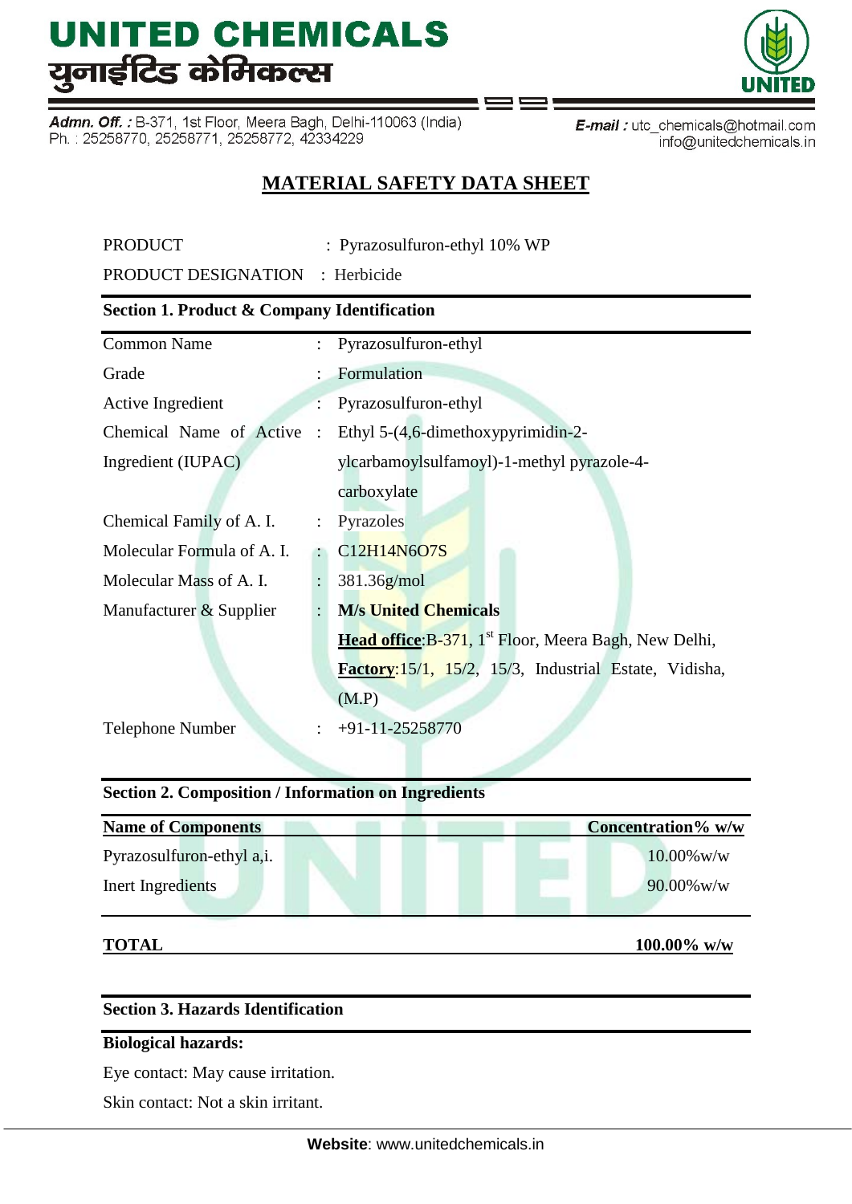# UNITED CHEMICALS
# युनाईटिड केमिकल्स

**Admn. Off. :** B-371, 1st Floor, Meera Bagh, Delhi-110063 (India)
Ph. : 25258770, 25258771, 25258772, 42334229

**E-mail :** utc_chemicals@hotmail.com
info@unitedchemicals.in

## MATERIAL SAFETY DATA SHEET

PRODUCT : Pyrazosulfuron-ethyl 10% WP

PRODUCT DESIGNATION : Herbicide

### Section 1. Product & Company Identification

| | | |
|---|---|---|
| Common Name | : | Pyrazosulfuron-ethyl |
| Grade | : | Formulation |
| Active Ingredient | : | Pyrazosulfuron-ethyl |
| Chemical Name of Active Ingredient (IUPAC) | : | Ethyl 5-(4,6-dimethoxypyrimidin-2-ylcarbamoylsulfamoyl)-1-methyl pyrazole-4-carboxylate |
| Chemical Family of A. I. | : | Pyrazoles |
| Molecular Formula of A. I. | : | $C_{12}H_{14}N_6O_7S$ |
| Molecular Mass of A. I. | : | 381.36g/mol |
| Manufacturer & Supplier | : | **M/s United Chemicals**<br>**Head office**:B-371, 1st Floor, Meera Bagh, New Delhi,<br>**Factory**:15/1, 15/2, 15/3, Industrial Estate, Vidisha, (M.P) |
| Telephone Number | : | +91-11-25258770 |

### Section 2. Composition / Information on Ingredients

| Name of Components | Concentration% w/w |
|---|---|
| Pyrazosulfuron-ethyl a,i. | 10.00%w/w |
| Inert Ingredients | 90.00%w/w |
| **TOTAL** | **100.00% w/w** |

### Section 3. Hazards Identification

**Biological hazards:**

Eye contact: May cause irritation.

Skin contact: Not a skin irritant.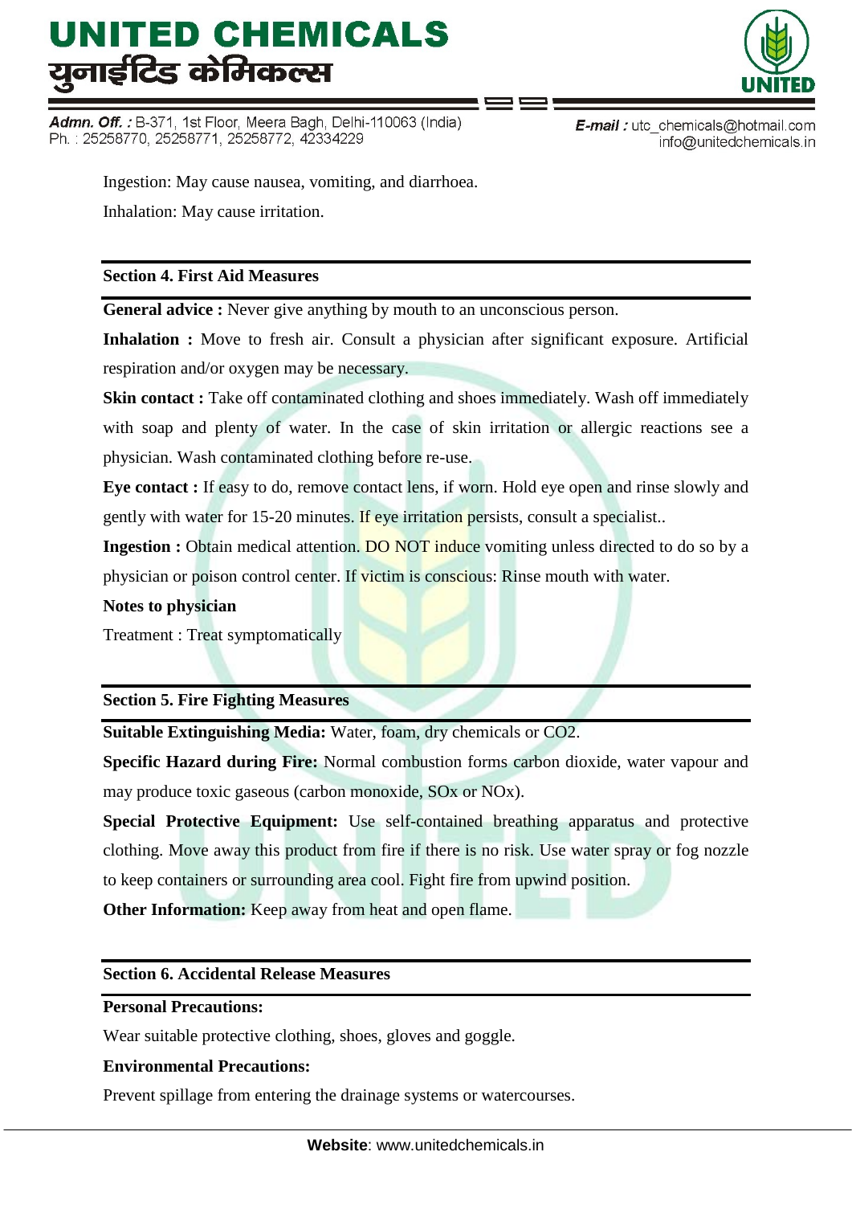Ingestion: May cause nausea, vomiting, and diarrhoea.

Inhalation: May cause irritation.

## Section 4. First Aid Measures

**General advice :** Never give anything by mouth to an unconscious person.

**Inhalation :** Move to fresh air. Consult a physician after significant exposure. Artificial respiration and/or oxygen may be necessary.

**Skin contact :** Take off contaminated clothing and shoes immediately. Wash off immediately with soap and plenty of water. In the case of skin irritation or allergic reactions see a physician. Wash contaminated clothing before re-use.

**Eye contact :** If easy to do, remove contact lens, if worn. Hold eye open and rinse slowly and gently with water for 15-20 minutes. If eye irritation persists, consult a specialist..

**Ingestion :** Obtain medical attention. DO NOT induce vomiting unless directed to do so by a physician or poison control center. If victim is conscious: Rinse mouth with water.

**Notes to physician**

Treatment : Treat symptomatically

## Section 5. Fire Fighting Measures

**Suitable Extinguishing Media:** Water, foam, dry chemicals or $CO_2$.

**Specific Hazard during Fire:** Normal combustion forms carbon dioxide, water vapour and may produce toxic gaseous (carbon monoxide, SOx or NOx).

**Special Protective Equipment:** Use self-contained breathing apparatus and protective clothing. Move away this product from fire if there is no risk. Use water spray or fog nozzle to keep containers or surrounding area cool. Fight fire from upwind position.

**Other Information:** Keep away from heat and open flame.

## Section 6. Accidental Release Measures

**Personal Precautions:**

Wear suitable protective clothing, shoes, gloves and goggle.

**Environmental Precautions:**

Prevent spillage from entering the drainage systems or watercourses.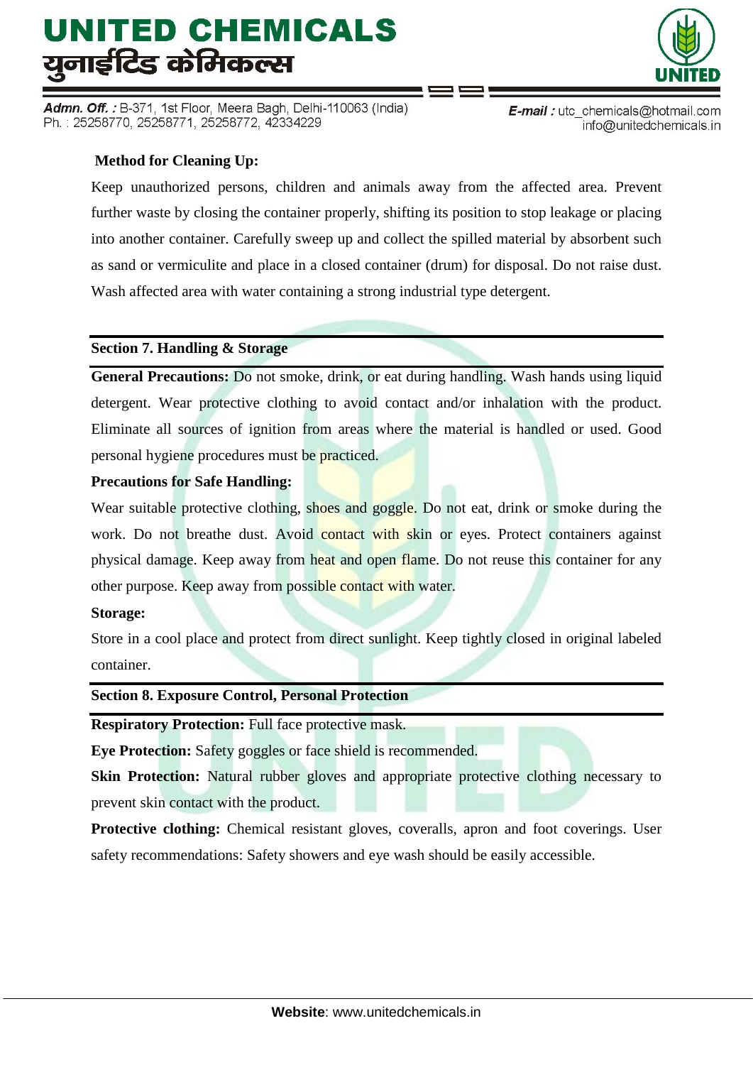**Method for Cleaning Up:**

Keep unauthorized persons, children and animals away from the affected area. Prevent further waste by closing the container properly, shifting its position to stop leakage or placing into another container. Carefully sweep up and collect the spilled material by absorbent such as sand or vermiculite and place in a closed container (drum) for disposal. Do not raise dust. Wash affected area with water containing a strong industrial type detergent.

## Section 7. Handling & Storage

**General Precautions:** Do not smoke, drink, or eat during handling. Wash hands using liquid detergent. Wear protective clothing to avoid contact and/or inhalation with the product. Eliminate all sources of ignition from areas where the material is handled or used. Good personal hygiene procedures must be practiced.

**Precautions for Safe Handling:**

Wear suitable protective clothing, shoes and goggle. Do not eat, drink or smoke during the work. Do not breathe dust. Avoid contact with skin or eyes. Protect containers against physical damage. Keep away from heat and open flame. Do not reuse this container for any other purpose. Keep away from possible contact with water.

**Storage:**

Store in a cool place and protect from direct sunlight. Keep tightly closed in original labeled container.

## Section 8. Exposure Control, Personal Protection

**Respiratory Protection:** Full face protective mask.

**Eye Protection:** Safety goggles or face shield is recommended.

**Skin Protection:** Natural rubber gloves and appropriate protective clothing necessary to prevent skin contact with the product.

**Protective clothing:** Chemical resistant gloves, coveralls, apron and foot coverings. User safety recommendations: Safety showers and eye wash should be easily accessible.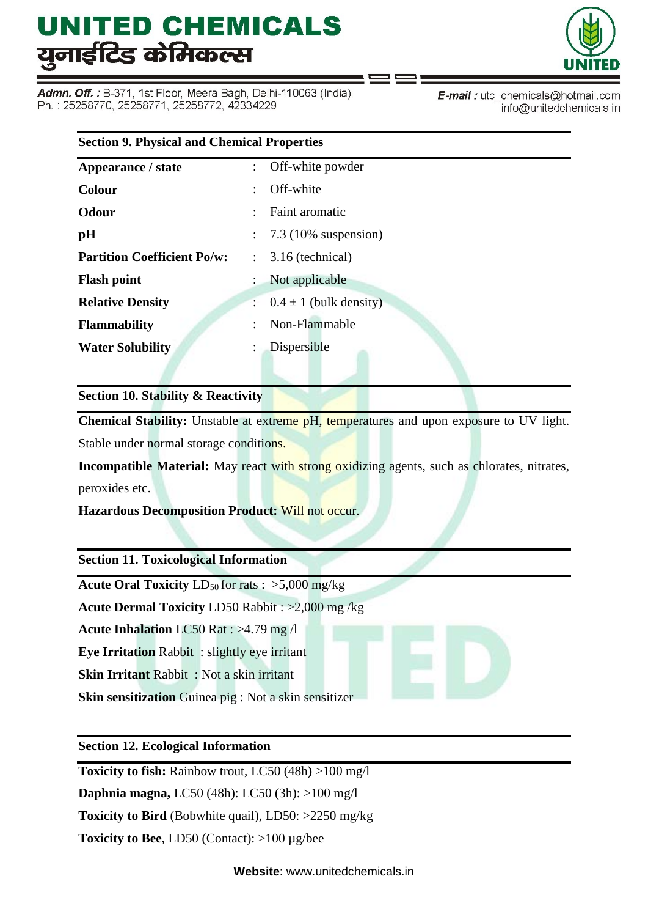## Section 9. Physical and Chemical Properties

| | | |
|---|---|---|
| **Appearance / state** | : | Off-white powder |
| **Colour** | : | Off-white |
| **Odour** | : | Faint aromatic |
| **pH** | : | 7.3 (10% suspension) |
| **Partition Coefficient Po/w:** | : | 3.16 (technical) |
| **Flash point** | : | Not applicable |
| **Relative Density** | : | 0.4 ± 1 (bulk density) |
| **Flammability** | : | Non-Flammable |
| **Water Solubility** | : | Dispersible |

## Section 10. Stability & Reactivity

**Chemical Stability:** Unstable at extreme pH, temperatures and upon exposure to UV light. Stable under normal storage conditions.

**Incompatible Material:** May react with strong oxidizing agents, such as chlorates, nitrates, peroxides etc.

**Hazardous Decomposition Product:** Will not occur.

## Section 11. Toxicological Information

**Acute Oral Toxicity** $LD_{50}$ for rats : >5,000 mg/kg

**Acute Dermal Toxicity** LD50 Rabbit : >2,000 mg /kg

**Acute Inhalation** LC50 Rat : >4.79 mg /l

**Eye Irritation** Rabbit : slightly eye irritant

**Skin Irritant** Rabbit : Not a skin irritant

**Skin sensitization** Guinea pig : Not a skin sensitizer

## Section 12. Ecological Information

**Toxicity to fish:** Rainbow trout, LC50 (48h**)** >100 mg/l

**Daphnia magna,** LC50 (48h): LC50 (3h): >100 mg/l

**Toxicity to Bird** (Bobwhite quail), LD50: >2250 mg/kg

**Toxicity to Bee**, LD50 (Contact): >100 µg/bee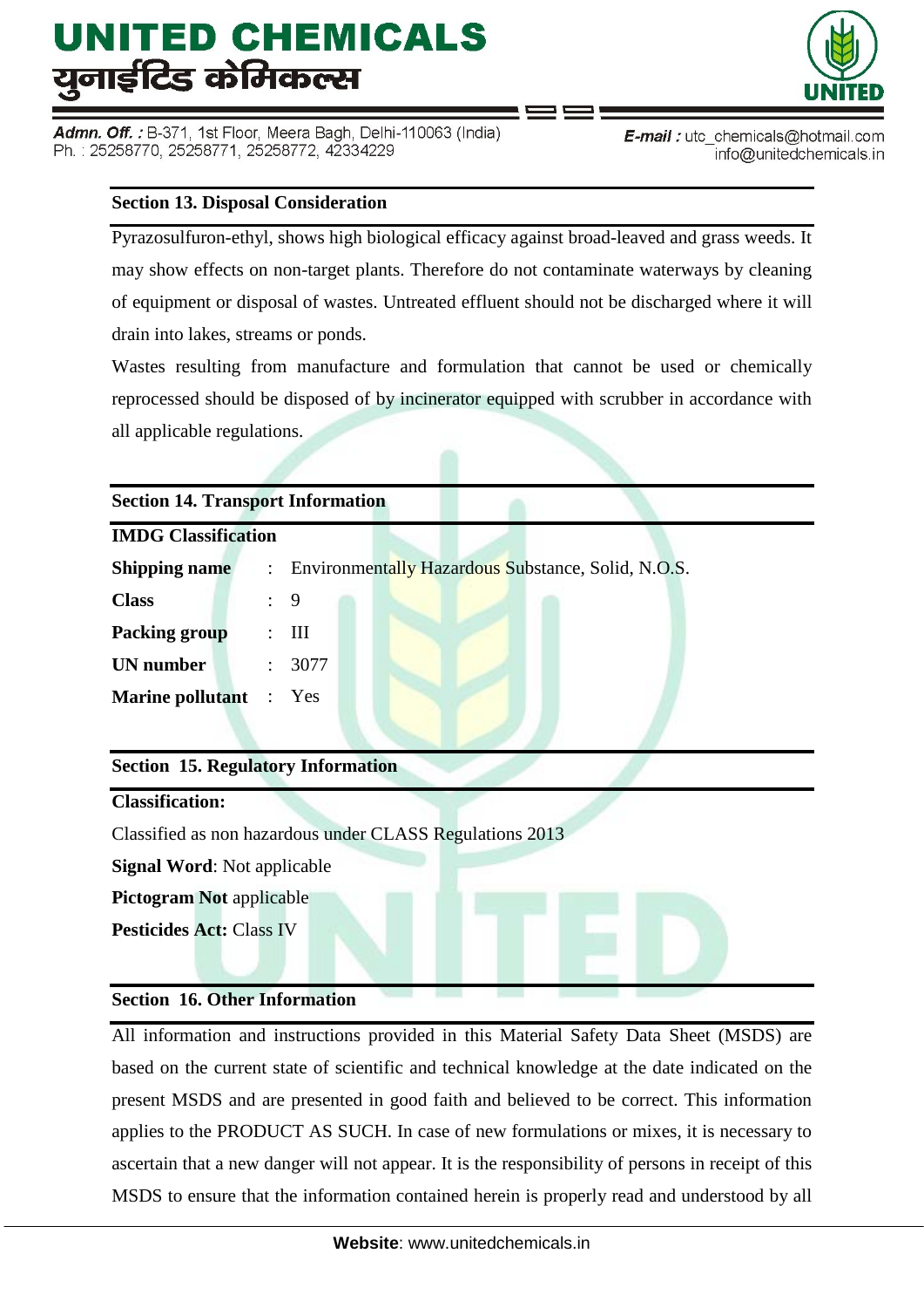## Section 13. Disposal Consideration

Pyrazosulfuron-ethyl, shows high biological efficacy against broad-leaved and grass weeds. It may show effects on non-target plants. Therefore do not contaminate waterways by cleaning of equipment or disposal of wastes. Untreated effluent should not be discharged where it will drain into lakes, streams or ponds.

Wastes resulting from manufacture and formulation that cannot be used or chemically reprocessed should be disposed of by incinerator equipped with scrubber in accordance with all applicable regulations.

## Section 14. Transport Information

**IMDG Classification**

| | | |
|---|---|---|
| **Shipping name** | : | Environmentally Hazardous Substance, Solid, N.O.S. |
| **Class** | : | 9 |
| **Packing group** | : | III |
| **UN number** | : | 3077 |
| **Marine pollutant** | : | Yes |

## Section 15. Regulatory Information

**Classification:**

Classified as non hazardous under CLASS Regulations 2013

**Signal Word**: Not applicable

**Pictogram Not** applicable

**Pesticides Act:** Class IV

## Section 16. Other Information

All information and instructions provided in this Material Safety Data Sheet (MSDS) are based on the current state of scientific and technical knowledge at the date indicated on the present MSDS and are presented in good faith and believed to be correct. This information applies to the PRODUCT AS SUCH. In case of new formulations or mixes, it is necessary to ascertain that a new danger will not appear. It is the responsibility of persons in receipt of this MSDS to ensure that the information contained herein is properly read and understood by all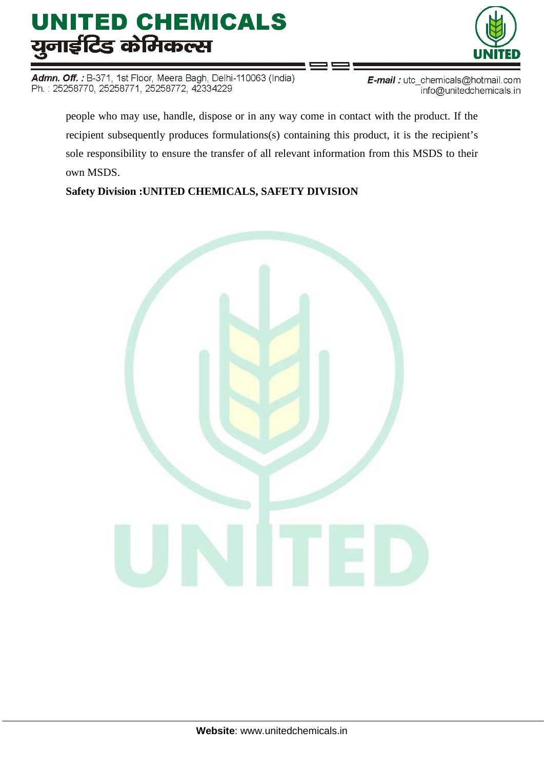people who may use, handle, dispose or in any way come in contact with the product. If the recipient subsequently produces formulations(s) containing this product, it is the recipient's sole responsibility to ensure the transfer of all relevant information from this MSDS to their own MSDS.

**Safety Division :UNITED CHEMICALS, SAFETY DIVISION**